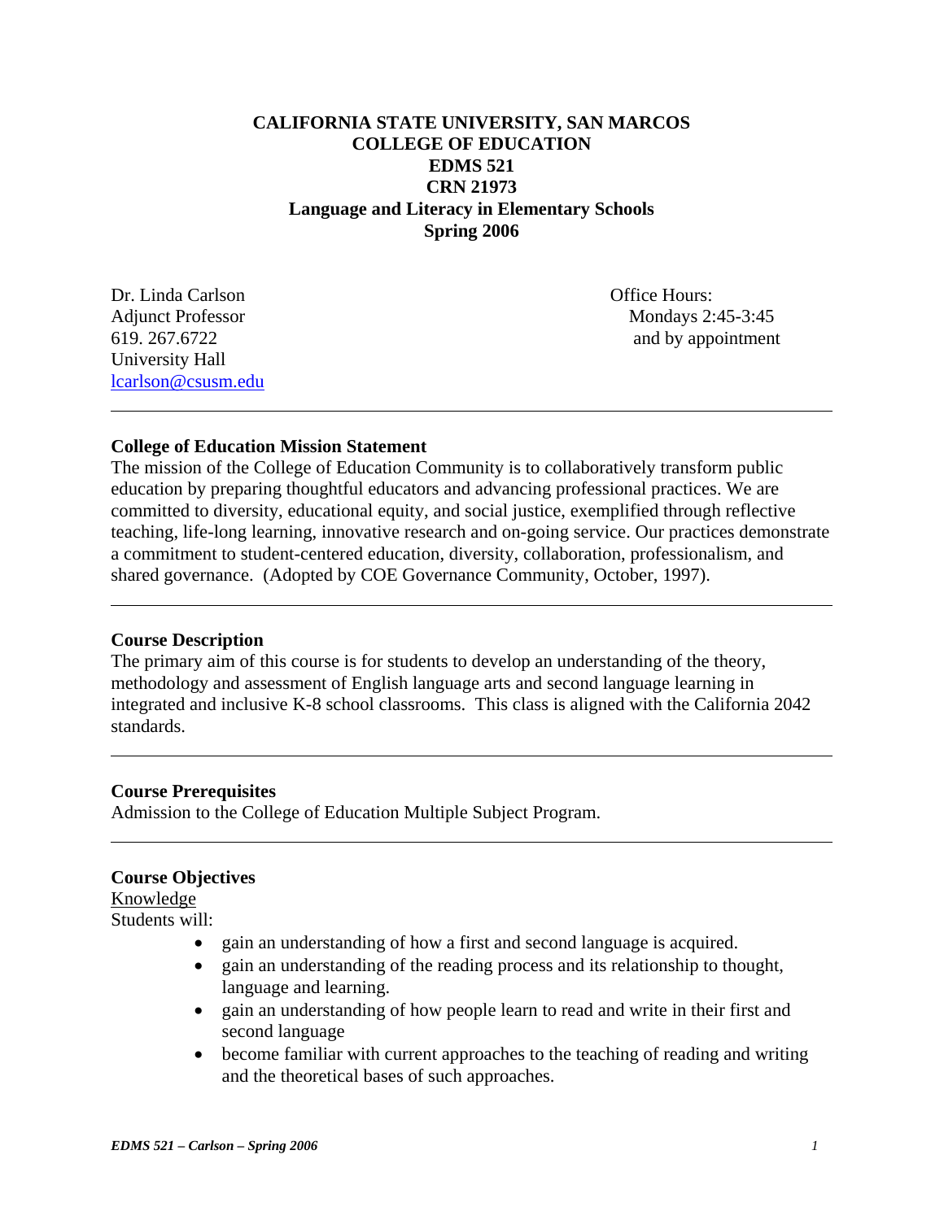**CALIFORNIA STATE UNIVERSITY, SAN MARCOS**
**COLLEGE OF EDUCATION**
**EDMS 521**
**CRN 21973**
**Language and Literacy in Elementary Schools**
**Spring 2006**

Dr. Linda Carlson
Adjunct Professor
619. 267.6722
University Hall
lcarlson@csusm.edu

Office Hours:
Mondays 2:45-3:45
and by appointment

---

**College of Education Mission Statement**

The mission of the College of Education Community is to collaboratively transform public education by preparing thoughtful educators and advancing professional practices. We are committed to diversity, educational equity, and social justice, exemplified through reflective teaching, life-long learning, innovative research and on-going service. Our practices demonstrate a commitment to student-centered education, diversity, collaboration, professionalism, and shared governance. (Adopted by COE Governance Community, October, 1997).

---

**Course Description**

The primary aim of this course is for students to develop an understanding of the theory, methodology and assessment of English language arts and second language learning in integrated and inclusive K-8 school classrooms. This class is aligned with the California 2042 standards.

---

**Course Prerequisites**

Admission to the College of Education Multiple Subject Program.

---

**Course Objectives**

Knowledge

Students will:

- gain an understanding of how a first and second language is acquired.
- gain an understanding of the reading process and its relationship to thought, language and learning.
- gain an understanding of how people learn to read and write in their first and second language
- become familiar with current approaches to the teaching of reading and writing and the theoretical bases of such approaches.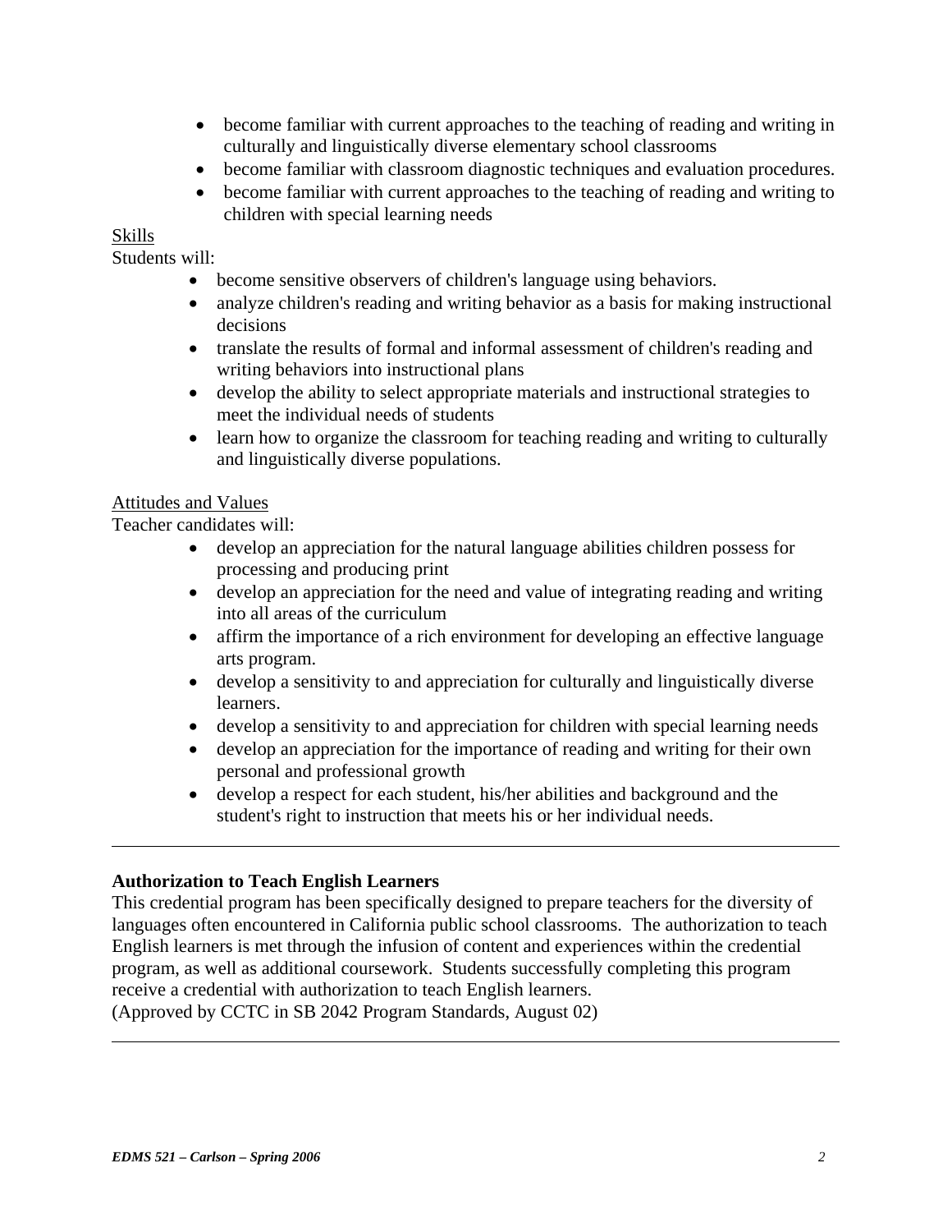- become familiar with current approaches to the teaching of reading and writing in culturally and linguistically diverse elementary school classrooms
- become familiar with classroom diagnostic techniques and evaluation procedures.
- become familiar with current approaches to the teaching of reading and writing to children with special learning needs

Skills

Students will:

- become sensitive observers of children's language using behaviors.
- analyze children's reading and writing behavior as a basis for making instructional decisions
- translate the results of formal and informal assessment of children's reading and writing behaviors into instructional plans
- develop the ability to select appropriate materials and instructional strategies to meet the individual needs of students
- learn how to organize the classroom for teaching reading and writing to culturally and linguistically diverse populations.

Attitudes and Values

Teacher candidates will:

- develop an appreciation for the natural language abilities children possess for processing and producing print
- develop an appreciation for the need and value of integrating reading and writing into all areas of the curriculum
- affirm the importance of a rich environment for developing an effective language arts program.
- develop a sensitivity to and appreciation for culturally and linguistically diverse learners.
- develop a sensitivity to and appreciation for children with special learning needs
- develop an appreciation for the importance of reading and writing for their own personal and professional growth
- develop a respect for each student, his/her abilities and background and the student's right to instruction that meets his or her individual needs.

---

**Authorization to Teach English Learners**

This credential program has been specifically designed to prepare teachers for the diversity of languages often encountered in California public school classrooms. The authorization to teach English learners is met through the infusion of content and experiences within the credential program, as well as additional coursework. Students successfully completing this program receive a credential with authorization to teach English learners.
(Approved by CCTC in SB 2042 Program Standards, August 02)

---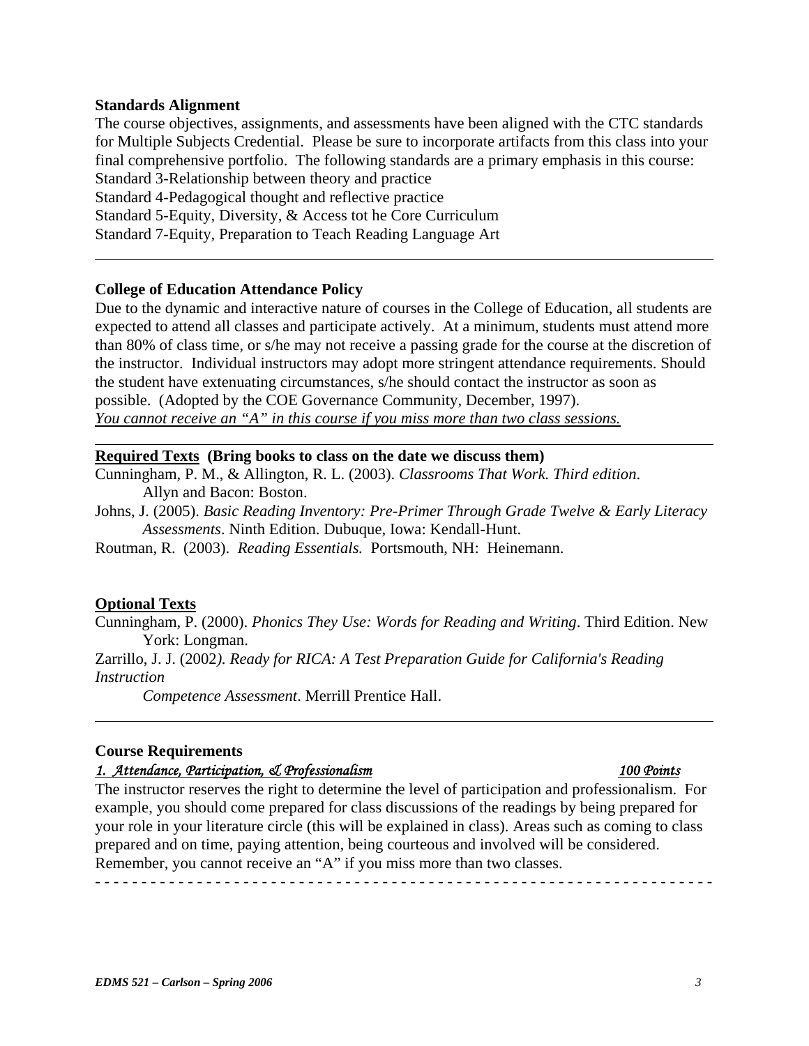**Standards Alignment**

The course objectives, assignments, and assessments have been aligned with the CTC standards for Multiple Subjects Credential. Please be sure to incorporate artifacts from this class into your final comprehensive portfolio. The following standards are a primary emphasis in this course:
Standard 3-Relationship between theory and practice
Standard 4-Pedagogical thought and reflective practice
Standard 5-Equity, Diversity, & Access tot he Core Curriculum
Standard 7-Equity, Preparation to Teach Reading Language Art

---

**College of Education Attendance Policy**

Due to the dynamic and interactive nature of courses in the College of Education, all students are expected to attend all classes and participate actively. At a minimum, students must attend more than 80% of class time, or s/he may not receive a passing grade for the course at the discretion of the instructor. Individual instructors may adopt more stringent attendance requirements. Should the student have extenuating circumstances, s/he should contact the instructor as soon as possible. (Adopted by the COE Governance Community, December, 1997).
*<u>You cannot receive an "A" in this course if you miss more than two class sessions.</u>*

---

**<u>Required Texts</u> (Bring books to class on the date we discuss them)**

Cunningham, P. M., & Allington, R. L. (2003). *Classrooms That Work. Third edition*. Allyn and Bacon: Boston.

Johns, J. (2005). *Basic Reading Inventory: Pre-Primer Through Grade Twelve & Early Literacy Assessments*. Ninth Edition. Dubuque, Iowa: Kendall-Hunt.

Routman, R. (2003). *Reading Essentials.* Portsmouth, NH: Heinemann.

**<u>Optional Texts</u>**

Cunningham, P. (2000). *Phonics They Use: Words for Reading and Writing*. Third Edition. New York: Longman.

Zarrillo, J. J. (2002*). Ready for RICA: A Test Preparation Guide for California's Reading Instruction Competence Assessment*. Merrill Prentice Hall.

---

**Course Requirements**

*<u>1. Attendance, Participation, & Professionalism</u>* *<u>100 Points</u>*

The instructor reserves the right to determine the level of participation and professionalism. For example, you should come prepared for class discussions of the readings by being prepared for your role in your literature circle (this will be explained in class). Areas such as coming to class prepared and on time, paying attention, being courteous and involved will be considered. Remember, you cannot receive an "A" if you miss more than two classes.

- - - - - - - - - - - - - - - - - - - - - - - - - - - - - - - - - - - - - - - - - - - - - - - - - - - - - - - - - - - - - - - -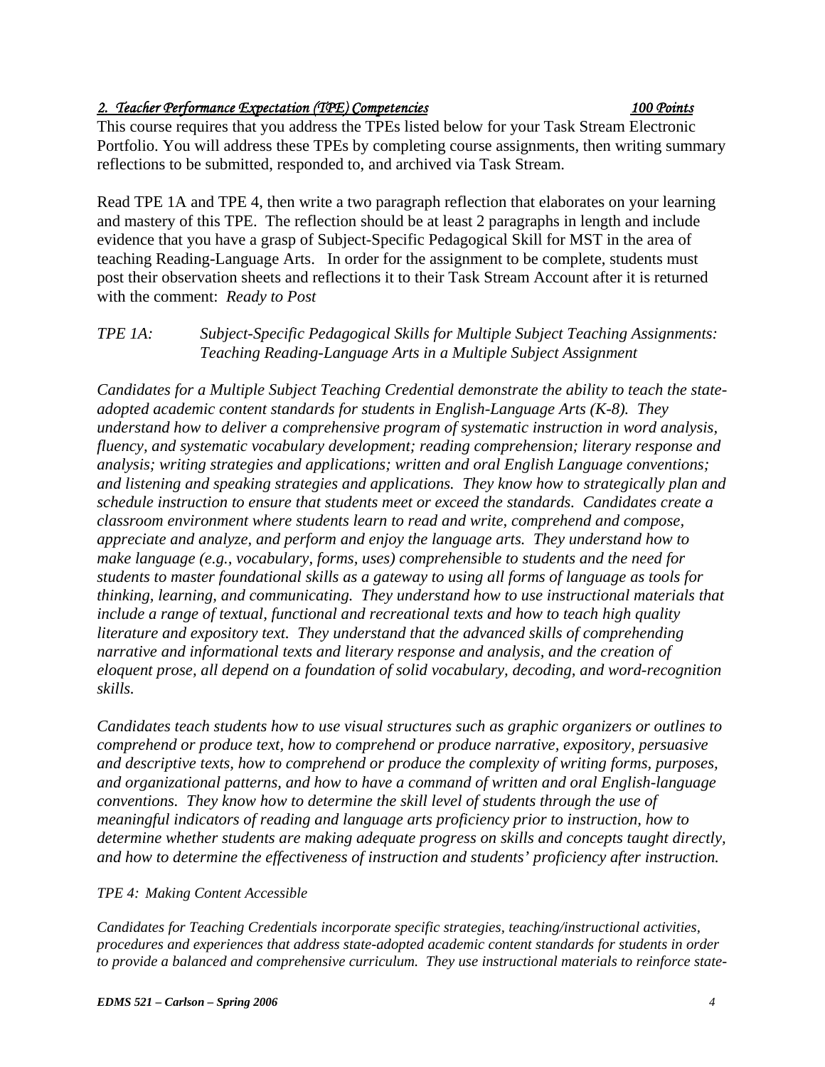*2. Teacher Performance Expectation (TPE) Competencies* *100 Points*

This course requires that you address the TPEs listed below for your Task Stream Electronic Portfolio. You will address these TPEs by completing course assignments, then writing summary reflections to be submitted, responded to, and archived via Task Stream.

Read TPE 1A and TPE 4, then write a two paragraph reflection that elaborates on your learning and mastery of this TPE. The reflection should be at least 2 paragraphs in length and include evidence that you have a grasp of Subject-Specific Pedagogical Skill for MST in the area of teaching Reading-Language Arts. In order for the assignment to be complete, students must post their observation sheets and reflections it to their Task Stream Account after it is returned with the comment: *Ready to Post*

*TPE 1A: Subject-Specific Pedagogical Skills for Multiple Subject Teaching Assignments: Teaching Reading-Language Arts in a Multiple Subject Assignment*

*Candidates for a Multiple Subject Teaching Credential demonstrate the ability to teach the state-adopted academic content standards for students in English-Language Arts (K-8). They understand how to deliver a comprehensive program of systematic instruction in word analysis, fluency, and systematic vocabulary development; reading comprehension; literary response and analysis; writing strategies and applications; written and oral English Language conventions; and listening and speaking strategies and applications. They know how to strategically plan and schedule instruction to ensure that students meet or exceed the standards. Candidates create a classroom environment where students learn to read and write, comprehend and compose, appreciate and analyze, and perform and enjoy the language arts. They understand how to make language (e.g., vocabulary, forms, uses) comprehensible to students and the need for students to master foundational skills as a gateway to using all forms of language as tools for thinking, learning, and communicating. They understand how to use instructional materials that include a range of textual, functional and recreational texts and how to teach high quality literature and expository text. They understand that the advanced skills of comprehending narrative and informational texts and literary response and analysis, and the creation of eloquent prose, all depend on a foundation of solid vocabulary, decoding, and word-recognition skills.*

*Candidates teach students how to use visual structures such as graphic organizers or outlines to comprehend or produce text, how to comprehend or produce narrative, expository, persuasive and descriptive texts, how to comprehend or produce the complexity of writing forms, purposes, and organizational patterns, and how to have a command of written and oral English-language conventions. They know how to determine the skill level of students through the use of meaningful indicators of reading and language arts proficiency prior to instruction, how to determine whether students are making adequate progress on skills and concepts taught directly, and how to determine the effectiveness of instruction and students' proficiency after instruction.*

*TPE 4: Making Content Accessible*

*Candidates for Teaching Credentials incorporate specific strategies, teaching/instructional activities, procedures and experiences that address state-adopted academic content standards for students in order to provide a balanced and comprehensive curriculum. They use instructional materials to reinforce state-*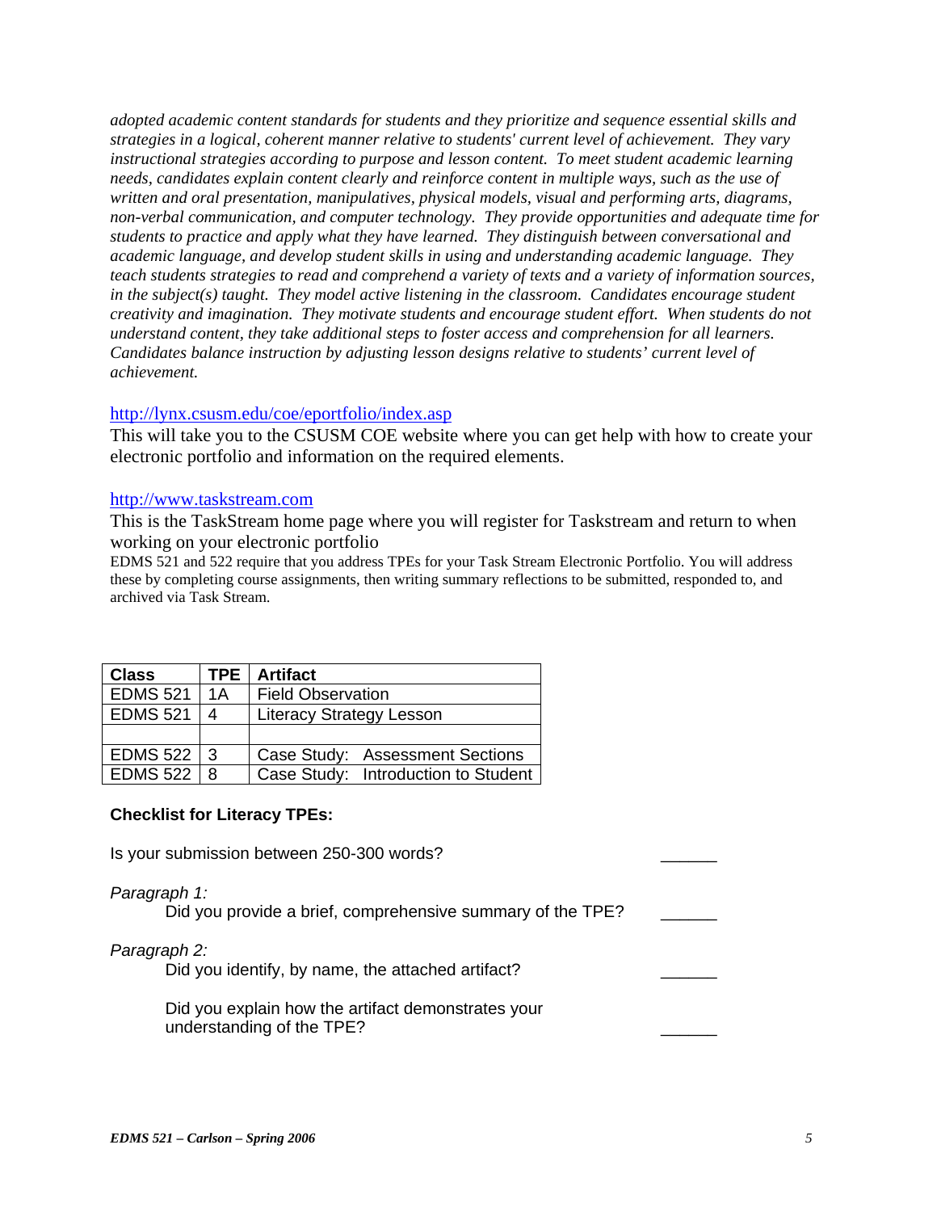*adopted academic content standards for students and they prioritize and sequence essential skills and strategies in a logical, coherent manner relative to students' current level of achievement. They vary instructional strategies according to purpose and lesson content. To meet student academic learning needs, candidates explain content clearly and reinforce content in multiple ways, such as the use of written and oral presentation, manipulatives, physical models, visual and performing arts, diagrams, non-verbal communication, and computer technology. They provide opportunities and adequate time for students to practice and apply what they have learned. They distinguish between conversational and academic language, and develop student skills in using and understanding academic language. They teach students strategies to read and comprehend a variety of texts and a variety of information sources, in the subject(s) taught. They model active listening in the classroom. Candidates encourage student creativity and imagination. They motivate students and encourage student effort. When students do not understand content, they take additional steps to foster access and comprehension for all learners. Candidates balance instruction by adjusting lesson designs relative to students' current level of achievement.*

http://lynx.csusm.edu/coe/eportfolio/index.asp

This will take you to the CSUSM COE website where you can get help with how to create your electronic portfolio and information on the required elements.

http://www.taskstream.com

This is the TaskStream home page where you will register for Taskstream and return to when working on your electronic portfolio

EDMS 521 and 522 require that you address TPEs for your Task Stream Electronic Portfolio. You will address these by completing course assignments, then writing summary reflections to be submitted, responded to, and archived via Task Stream.

| Class | TPE | Artifact |
|---|---|---|
| EDMS 521 | 1A | Field Observation |
| EDMS 521 | 4 | Literacy Strategy Lesson |
| | | |
| EDMS 522 | 3 | Case Study: Assessment Sections |
| EDMS 522 | 8 | Case Study: Introduction to Student |

**Checklist for Literacy TPEs:**

Is your submission between 250-300 words? ______

*Paragraph 1:*

Did you provide a brief, comprehensive summary of the TPE? ______

*Paragraph 2:*

Did you identify, by name, the attached artifact? ______

Did you explain how the artifact demonstrates your understanding of the TPE? ______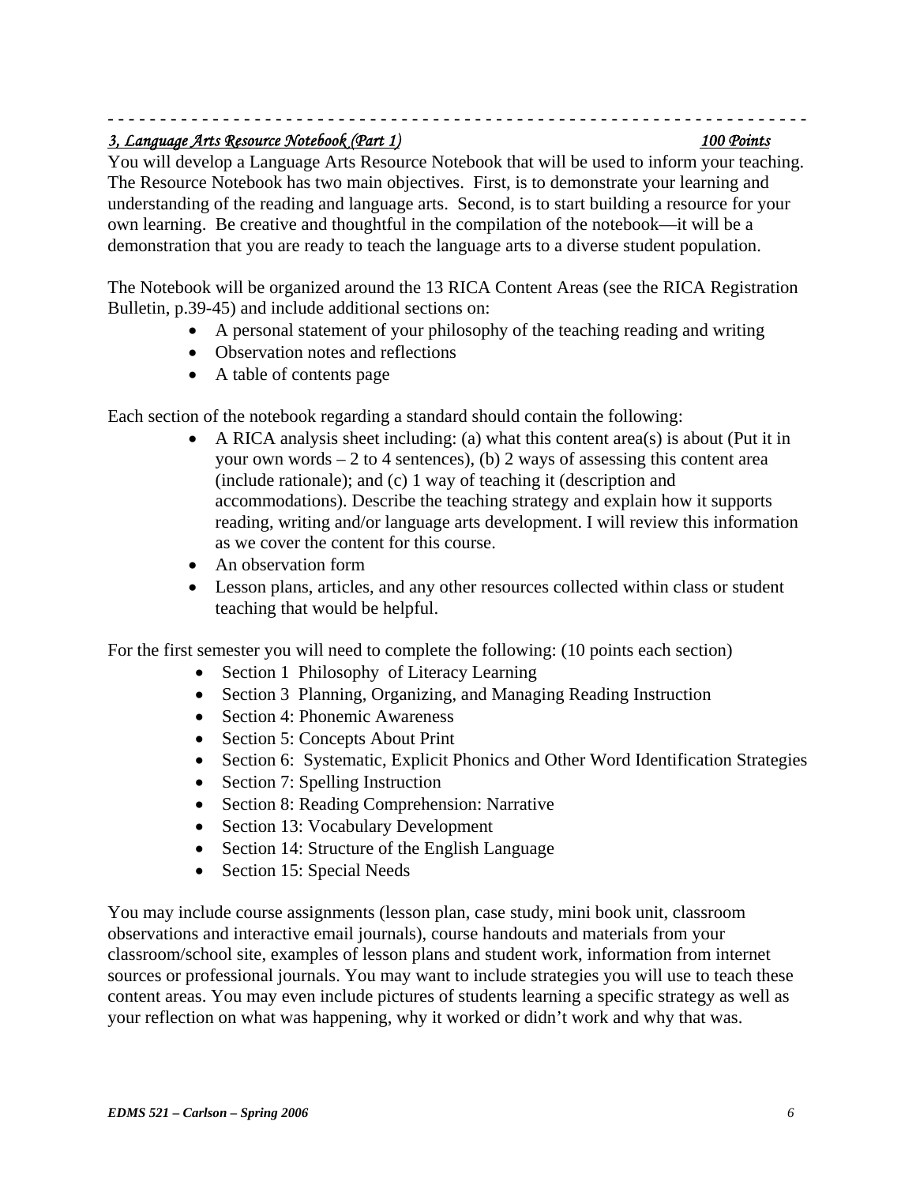- - - - - - - - - - - - - - - - - - - - - - - - - - - - - - - - - - - - - - - - - - - - - - - - - - - - - - - - - - - - - - - - - -

***3, Language Arts Resource Notebook (Part 1)*** ***100 Points***

You will develop a Language Arts Resource Notebook that will be used to inform your teaching. The Resource Notebook has two main objectives. First, is to demonstrate your learning and understanding of the reading and language arts. Second, is to start building a resource for your own learning. Be creative and thoughtful in the compilation of the notebook—it will be a demonstration that you are ready to teach the language arts to a diverse student population.

The Notebook will be organized around the 13 RICA Content Areas (see the RICA Registration Bulletin, p.39-45) and include additional sections on:

- A personal statement of your philosophy of the teaching reading and writing
- Observation notes and reflections
- A table of contents page

Each section of the notebook regarding a standard should contain the following:

- A RICA analysis sheet including: (a) what this content area(s) is about (Put it in your own words – 2 to 4 sentences), (b) 2 ways of assessing this content area (include rationale); and (c) 1 way of teaching it (description and accommodations). Describe the teaching strategy and explain how it supports reading, writing and/or language arts development. I will review this information as we cover the content for this course.
- An observation form
- Lesson plans, articles, and any other resources collected within class or student teaching that would be helpful.

For the first semester you will need to complete the following: (10 points each section)

- Section 1 Philosophy of Literacy Learning
- Section 3 Planning, Organizing, and Managing Reading Instruction
- Section 4: Phonemic Awareness
- Section 5: Concepts About Print
- Section 6: Systematic, Explicit Phonics and Other Word Identification Strategies
- Section 7: Spelling Instruction
- Section 8: Reading Comprehension: Narrative
- Section 13: Vocabulary Development
- Section 14: Structure of the English Language
- Section 15: Special Needs

You may include course assignments (lesson plan, case study, mini book unit, classroom observations and interactive email journals), course handouts and materials from your classroom/school site, examples of lesson plans and student work, information from internet sources or professional journals. You may want to include strategies you will use to teach these content areas. You may even include pictures of students learning a specific strategy as well as your reflection on what was happening, why it worked or didn't work and why that was.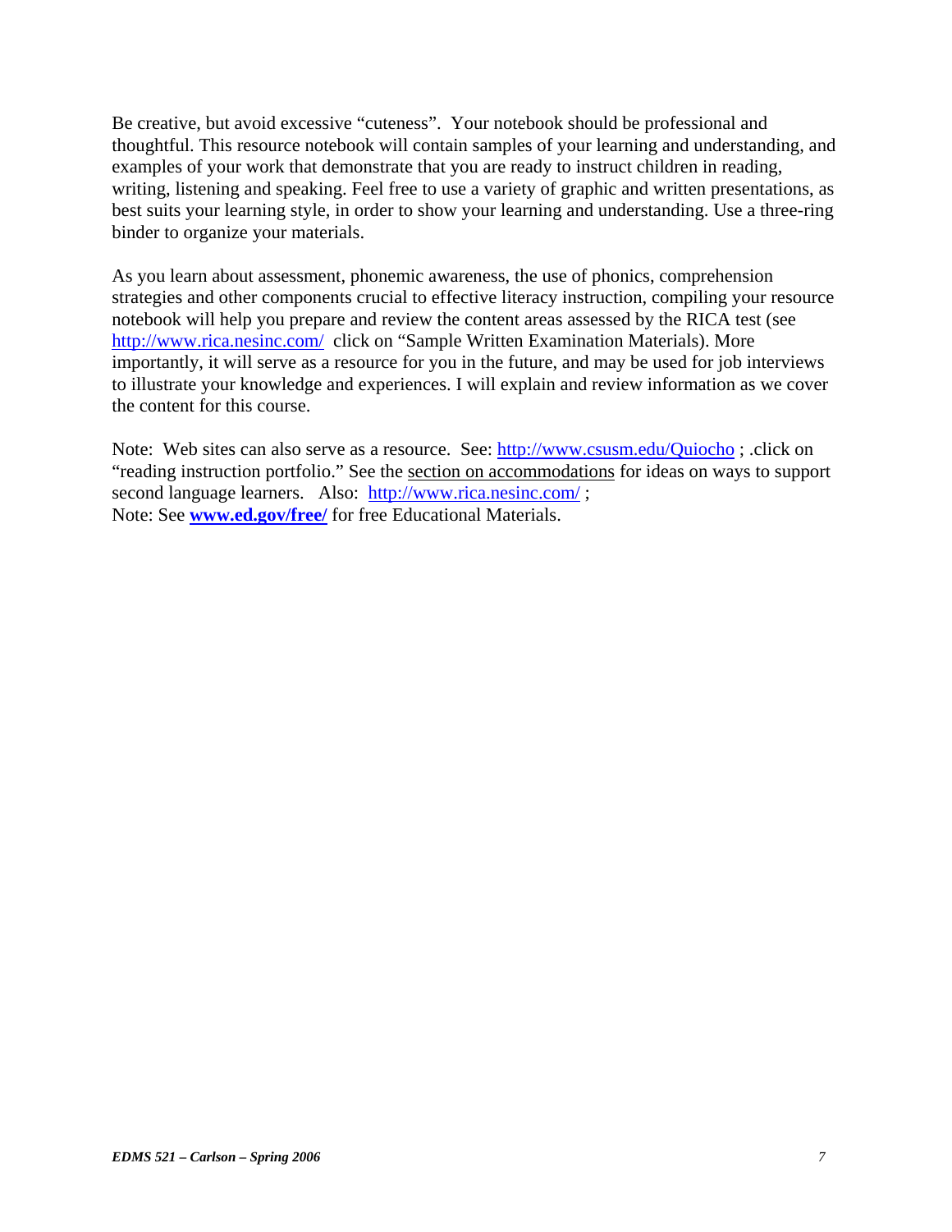Be creative, but avoid excessive "cuteness". Your notebook should be professional and thoughtful. This resource notebook will contain samples of your learning and understanding, and examples of your work that demonstrate that you are ready to instruct children in reading, writing, listening and speaking. Feel free to use a variety of graphic and written presentations, as best suits your learning style, in order to show your learning and understanding. Use a three-ring binder to organize your materials.

As you learn about assessment, phonemic awareness, the use of phonics, comprehension strategies and other components crucial to effective literacy instruction, compiling your resource notebook will help you prepare and review the content areas assessed by the RICA test (see http://www.rica.nesinc.com/ click on "Sample Written Examination Materials). More importantly, it will serve as a resource for you in the future, and may be used for job interviews to illustrate your knowledge and experiences. I will explain and review information as we cover the content for this course.

Note: Web sites can also serve as a resource. See: http://www.csusm.edu/Quiocho ; .click on "reading instruction portfolio." See the section on accommodations for ideas on ways to support second language learners. Also: http://www.rica.nesinc.com/ ;
Note: See **www.ed.gov/free/** for free Educational Materials.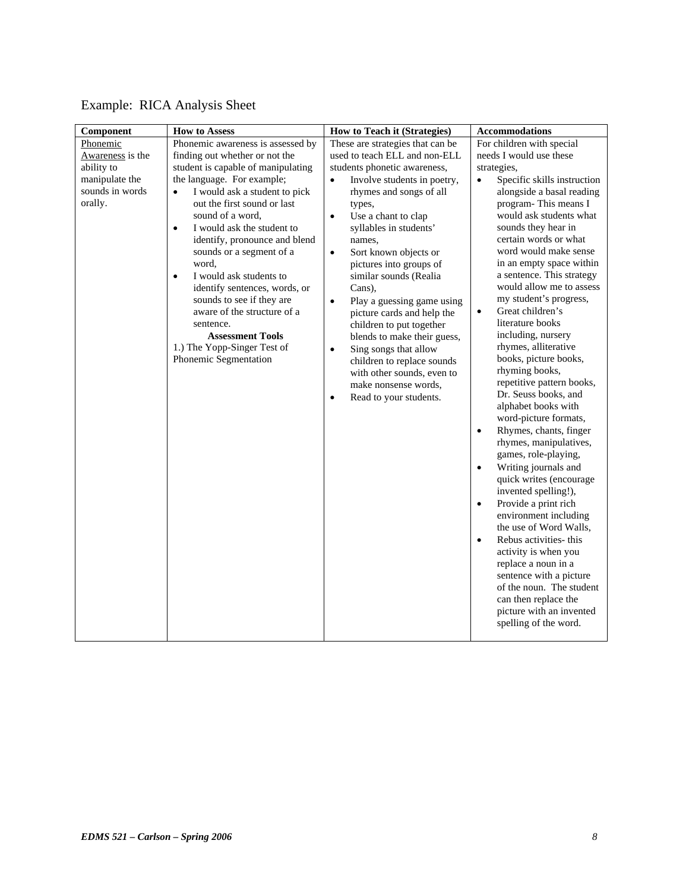Example: RICA Analysis Sheet

| Component | How to Assess | How to Teach it (Strategies) | Accommodations |
|---|---|---|---|
| <u>Phonemic Awareness</u> is the ability to manipulate the sounds in words orally. | Phonemic awareness is assessed by finding out whether or not the student is capable of manipulating the language. For example;<br>• I would ask a student to pick out the first sound or last sound of a word,<br>• I would ask the student to identify, pronounce and blend sounds or a segment of a word,<br>• I would ask students to identify sentences, words, or sounds to see if they are aware of the structure of a sentence.<br>**Assessment Tools**<br>1.) The Yopp-Singer Test of Phonemic Segmentation | These are strategies that can be used to teach ELL and non-ELL students phonetic awareness,<br>• Involve students in poetry, rhymes and songs of all types,<br>• Use a chant to clap syllables in students' names,<br>• Sort known objects or pictures into groups of similar sounds (Realia Cans),<br>• Play a guessing game using picture cards and help the children to put together blends to make their guess,<br>• Sing songs that allow children to replace sounds with other sounds, even to make nonsense words,<br>• Read to your students. | For children with special needs I would use these strategies,<br>• Specific skills instruction alongside a basal reading program- This means I would ask students what sounds they hear in certain words or what word would make sense in an empty space within a sentence. This strategy would allow me to assess my student's progress,<br>• Great children's literature books including, nursery rhymes, alliterative books, picture books, rhyming books, repetitive pattern books, Dr. Seuss books, and alphabet books with word-picture formats,<br>• Rhymes, chants, finger rhymes, manipulatives, games, role-playing,<br>• Writing journals and quick writes (encourage invented spelling!),<br>• Provide a print rich environment including the use of Word Walls,<br>• Rebus activities- this activity is when you replace a noun in a sentence with a picture of the noun. The student can then replace the picture with an invented spelling of the word. |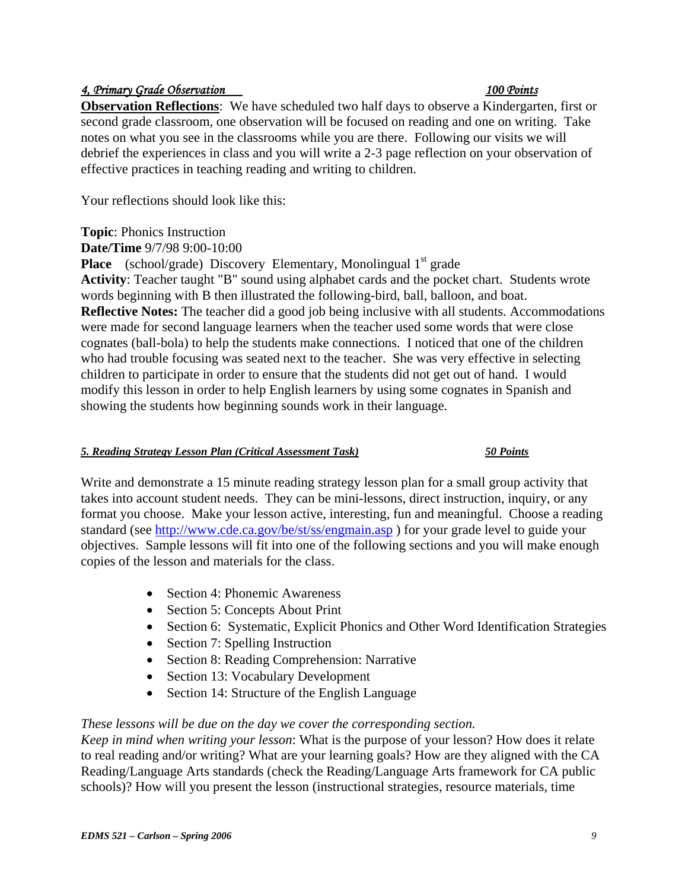### *4. Primary Grade Observation* — *100 Points*

**Observation Reflections**: We have scheduled two half days to observe a Kindergarten, first or second grade classroom, one observation will be focused on reading and one on writing. Take notes on what you see in the classrooms while you are there. Following our visits we will debrief the experiences in class and you will write a 2-3 page reflection on your observation of effective practices in teaching reading and writing to children.

Your reflections should look like this:

**Topic**: Phonics Instruction
**Date/Time** 9/7/98 9:00-10:00
**Place** (school/grade) Discovery Elementary, Monolingual 1st grade
**Activity**: Teacher taught "B" sound using alphabet cards and the pocket chart. Students wrote words beginning with B then illustrated the following-bird, ball, balloon, and boat.
**Reflective Notes:** The teacher did a good job being inclusive with all students. Accommodations were made for second language learners when the teacher used some words that were close cognates (ball-bola) to help the students make connections. I noticed that one of the children who had trouble focusing was seated next to the teacher. She was very effective in selecting children to participate in order to ensure that the students did not get out of hand. I would modify this lesson in order to help English learners by using some cognates in Spanish and showing the students how beginning sounds work in their language.

### *5. Reading Strategy Lesson Plan (Critical Assessment Task)* — *50 Points*

Write and demonstrate a 15 minute reading strategy lesson plan for a small group activity that takes into account student needs. They can be mini-lessons, direct instruction, inquiry, or any format you choose. Make your lesson active, interesting, fun and meaningful. Choose a reading standard (see http://www.cde.ca.gov/be/st/ss/engmain.asp ) for your grade level to guide your objectives. Sample lessons will fit into one of the following sections and you will make enough copies of the lesson and materials for the class.

- Section 4: Phonemic Awareness
- Section 5: Concepts About Print
- Section 6: Systematic, Explicit Phonics and Other Word Identification Strategies
- Section 7: Spelling Instruction
- Section 8: Reading Comprehension: Narrative
- Section 13: Vocabulary Development
- Section 14: Structure of the English Language

*These lessons will be due on the day we cover the corresponding section.*
*Keep in mind when writing your lesson*: What is the purpose of your lesson? How does it relate to real reading and/or writing? What are your learning goals? How are they aligned with the CA Reading/Language Arts standards (check the Reading/Language Arts framework for CA public schools)? How will you present the lesson (instructional strategies, resource materials, time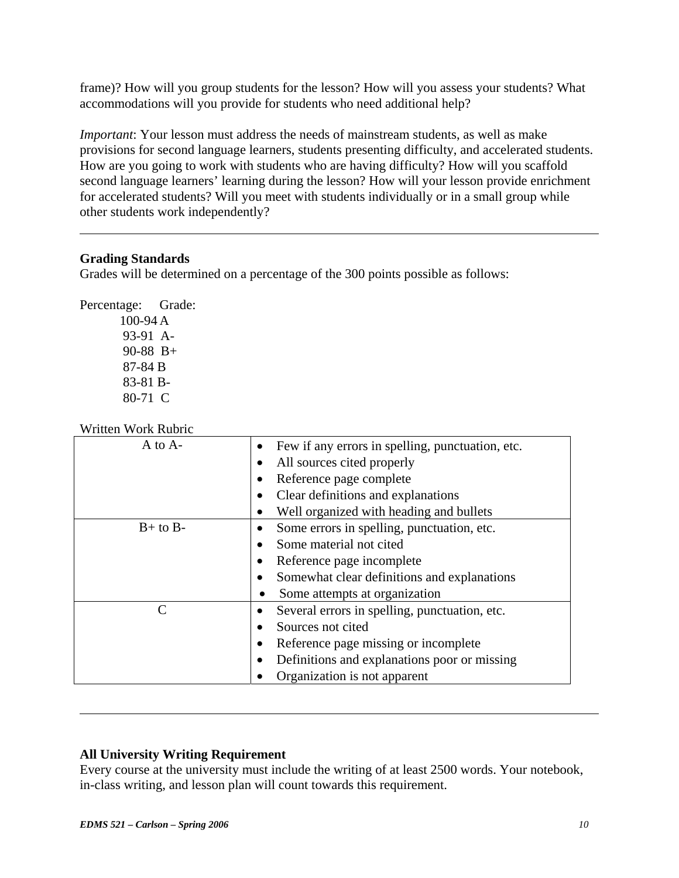frame)? How will you group students for the lesson? How will you assess your students? What accommodations will you provide for students who need additional help?

*Important*: Your lesson must address the needs of mainstream students, as well as make provisions for second language learners, students presenting difficulty, and accelerated students. How are you going to work with students who are having difficulty? How will you scaffold second language learners' learning during the lesson? How will your lesson provide enrichment for accelerated students? Will you meet with students individually or in a small group while other students work independently?

---

**Grading Standards**

Grades will be determined on a percentage of the 300 points possible as follows:

| Percentage: | Grade: |
|---|---|
| 100-94 | A |
| 93-91 | A- |
| 90-88 | B+ |
| 87-84 | B |
| 83-81 | B- |
| 80-71 | C |

Written Work Rubric

| | |
|---|---|
| A to A- | • Few if any errors in spelling, punctuation, etc.<br>• All sources cited properly<br>• Reference page complete<br>• Clear definitions and explanations<br>• Well organized with heading and bullets |
| B+ to B- | • Some errors in spelling, punctuation, etc.<br>• Some material not cited<br>• Reference page incomplete<br>• Somewhat clear definitions and explanations<br>• Some attempts at organization |
| C | • Several errors in spelling, punctuation, etc.<br>• Sources not cited<br>• Reference page missing or incomplete<br>• Definitions and explanations poor or missing<br>• Organization is not apparent |

---

**All University Writing Requirement**

Every course at the university must include the writing of at least 2500 words. Your notebook, in-class writing, and lesson plan will count towards this requirement.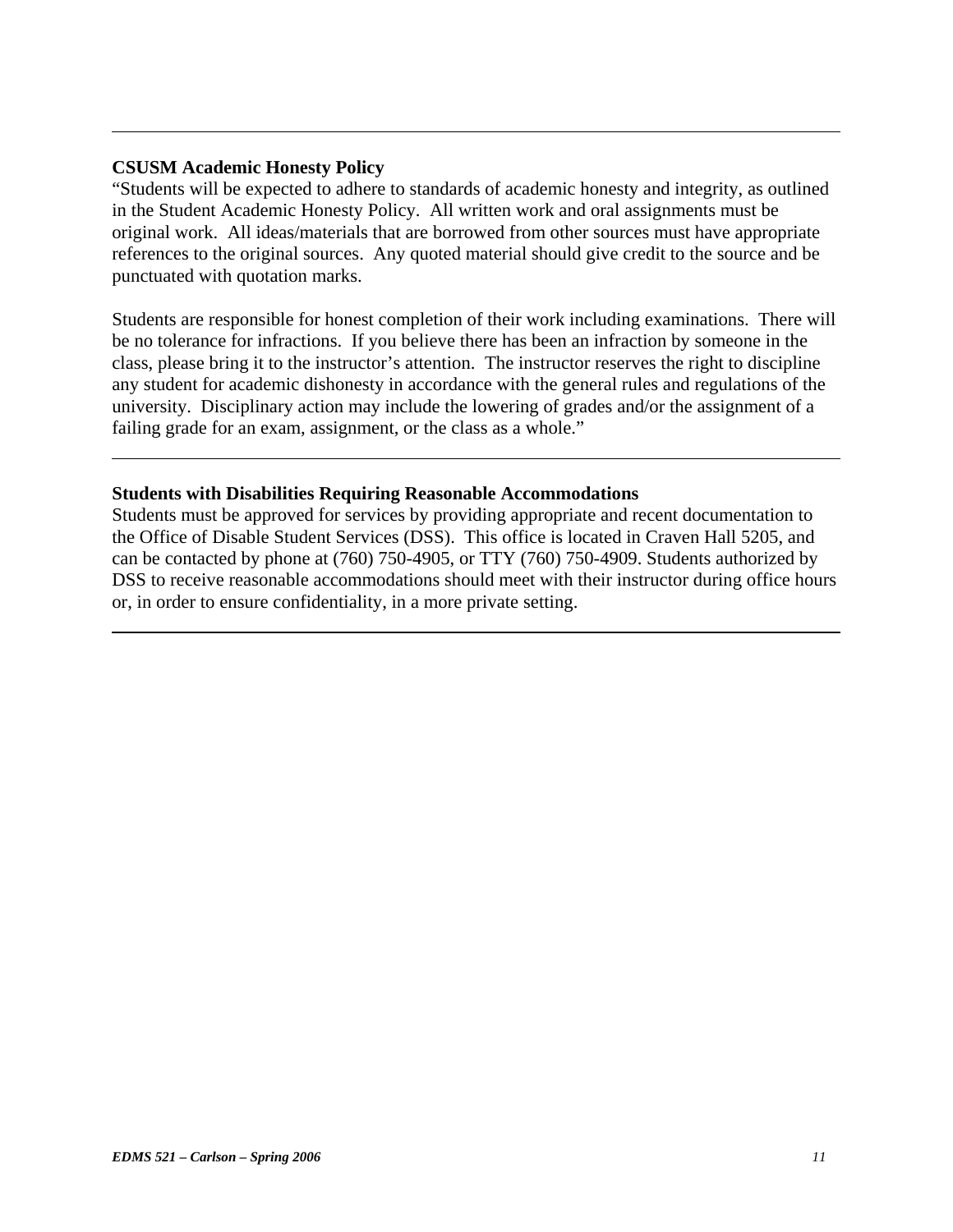**CSUSM Academic Honesty Policy**

"Students will be expected to adhere to standards of academic honesty and integrity, as outlined in the Student Academic Honesty Policy. All written work and oral assignments must be original work. All ideas/materials that are borrowed from other sources must have appropriate references to the original sources. Any quoted material should give credit to the source and be punctuated with quotation marks.

Students are responsible for honest completion of their work including examinations. There will be no tolerance for infractions. If you believe there has been an infraction by someone in the class, please bring it to the instructor's attention. The instructor reserves the right to discipline any student for academic dishonesty in accordance with the general rules and regulations of the university. Disciplinary action may include the lowering of grades and/or the assignment of a failing grade for an exam, assignment, or the class as a whole."

**Students with Disabilities Requiring Reasonable Accommodations**

Students must be approved for services by providing appropriate and recent documentation to the Office of Disable Student Services (DSS). This office is located in Craven Hall 5205, and can be contacted by phone at (760) 750-4905, or TTY (760) 750-4909. Students authorized by DSS to receive reasonable accommodations should meet with their instructor during office hours or, in order to ensure confidentiality, in a more private setting.